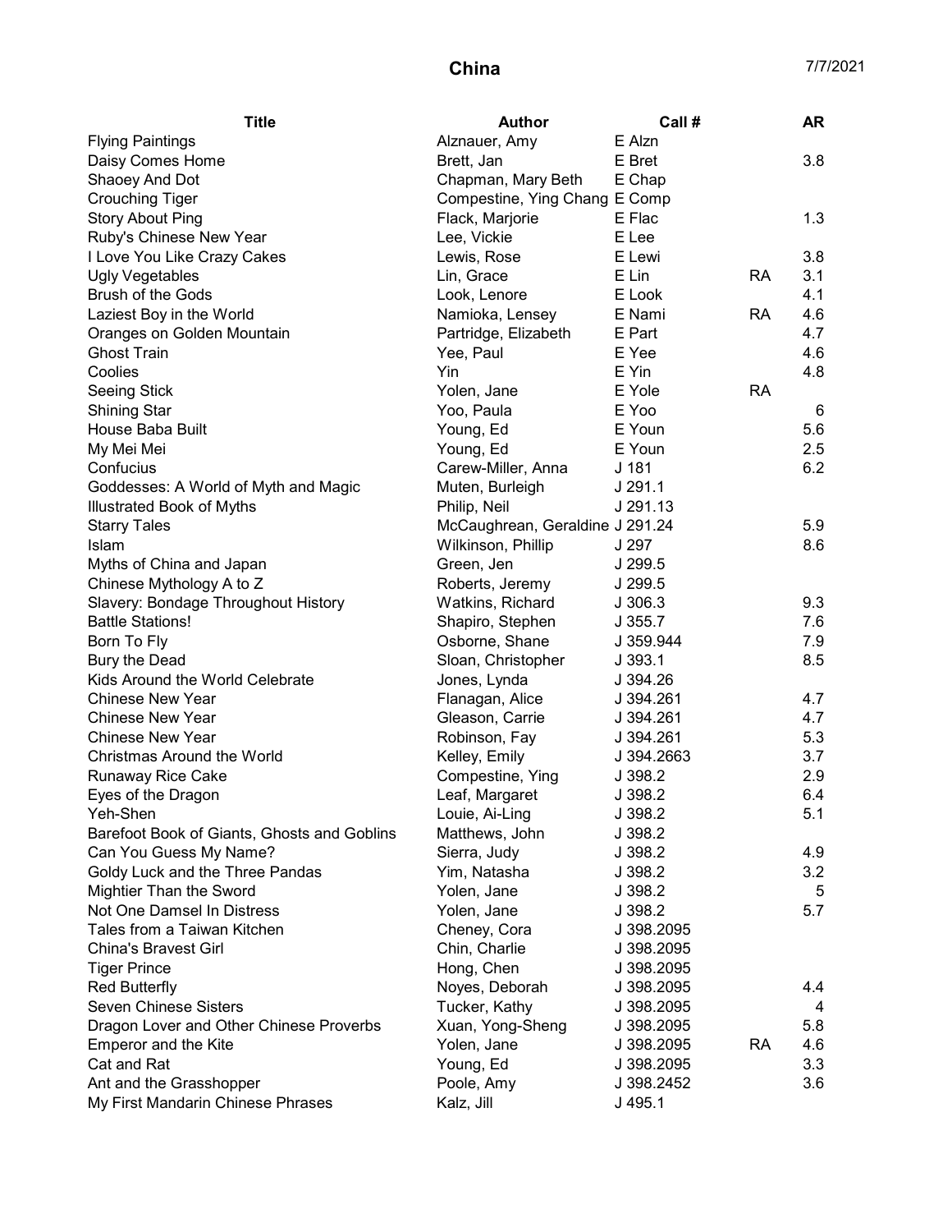# China

7/7/2021

| Title | Author | Call # | | AR |
|---|---|---|---|---|
| Flying Paintings | Alznauer, Amy | E Alzn | | |
| Daisy Comes Home | Brett, Jan | E Bret | | 3.8 |
| Shaoey And Dot | Chapman, Mary Beth | E Chap | | |
| Crouching Tiger | Compestine, Ying Chang | E Comp | | |
| Story About Ping | Flack, Marjorie | E Flac | | 1.3 |
| Ruby's Chinese New Year | Lee, Vickie | E Lee | | |
| I Love You Like Crazy Cakes | Lewis, Rose | E Lewi | | 3.8 |
| Ugly Vegetables | Lin, Grace | E Lin | RA | 3.1 |
| Brush of the Gods | Look, Lenore | E Look | | 4.1 |
| Laziest Boy in the World | Namioka, Lensey | E Nami | RA | 4.6 |
| Oranges on Golden Mountain | Partridge, Elizabeth | E Part | | 4.7 |
| Ghost Train | Yee, Paul | E Yee | | 4.6 |
| Coolies | Yin | E Yin | | 4.8 |
| Seeing Stick | Yolen, Jane | E Yole | RA | |
| Shining Star | Yoo, Paula | E Yoo | | 6 |
| House Baba Built | Young, Ed | E Youn | | 5.6 |
| My Mei Mei | Young, Ed | E Youn | | 2.5 |
| Confucius | Carew-Miller, Anna | J 181 | | 6.2 |
| Goddesses: A World of Myth and Magic | Muten, Burleigh | J 291.1 | | |
| Illustrated Book of Myths | Philip, Neil | J 291.13 | | |
| Starry Tales | McCaughrean, Geraldine | J 291.24 | | 5.9 |
| Islam | Wilkinson, Phillip | J 297 | | 8.6 |
| Myths of China and Japan | Green, Jen | J 299.5 | | |
| Chinese Mythology A to Z | Roberts, Jeremy | J 299.5 | | |
| Slavery: Bondage Throughout History | Watkins, Richard | J 306.3 | | 9.3 |
| Battle Stations! | Shapiro, Stephen | J 355.7 | | 7.6 |
| Born To Fly | Osborne, Shane | J 359.944 | | 7.9 |
| Bury the Dead | Sloan, Christopher | J 393.1 | | 8.5 |
| Kids Around the World Celebrate | Jones, Lynda | J 394.26 | | |
| Chinese New Year | Flanagan, Alice | J 394.261 | | 4.7 |
| Chinese New Year | Gleason, Carrie | J 394.261 | | 4.7 |
| Chinese New Year | Robinson, Fay | J 394.261 | | 5.3 |
| Christmas Around the World | Kelley, Emily | J 394.2663 | | 3.7 |
| Runaway Rice Cake | Compestine, Ying | J 398.2 | | 2.9 |
| Eyes of the Dragon | Leaf, Margaret | J 398.2 | | 6.4 |
| Yeh-Shen | Louie, Ai-Ling | J 398.2 | | 5.1 |
| Barefoot Book of Giants, Ghosts and Goblins | Matthews, John | J 398.2 | | |
| Can You Guess My Name? | Sierra, Judy | J 398.2 | | 4.9 |
| Goldy Luck and the Three Pandas | Yim, Natasha | J 398.2 | | 3.2 |
| Mightier Than the Sword | Yolen, Jane | J 398.2 | | 5 |
| Not One Damsel In Distress | Yolen, Jane | J 398.2 | | 5.7 |
| Tales from a Taiwan Kitchen | Cheney, Cora | J 398.2095 | | |
| China's Bravest Girl | Chin, Charlie | J 398.2095 | | |
| Tiger Prince | Hong, Chen | J 398.2095 | | |
| Red Butterfly | Noyes, Deborah | J 398.2095 | | 4.4 |
| Seven Chinese Sisters | Tucker, Kathy | J 398.2095 | | 4 |
| Dragon Lover and Other Chinese Proverbs | Xuan, Yong-Sheng | J 398.2095 | | 5.8 |
| Emperor and the Kite | Yolen, Jane | J 398.2095 | RA | 4.6 |
| Cat and Rat | Young, Ed | J 398.2095 | | 3.3 |
| Ant and the Grasshopper | Poole, Amy | J 398.2452 | | 3.6 |
| My First Mandarin Chinese Phrases | Kalz, Jill | J 495.1 | | |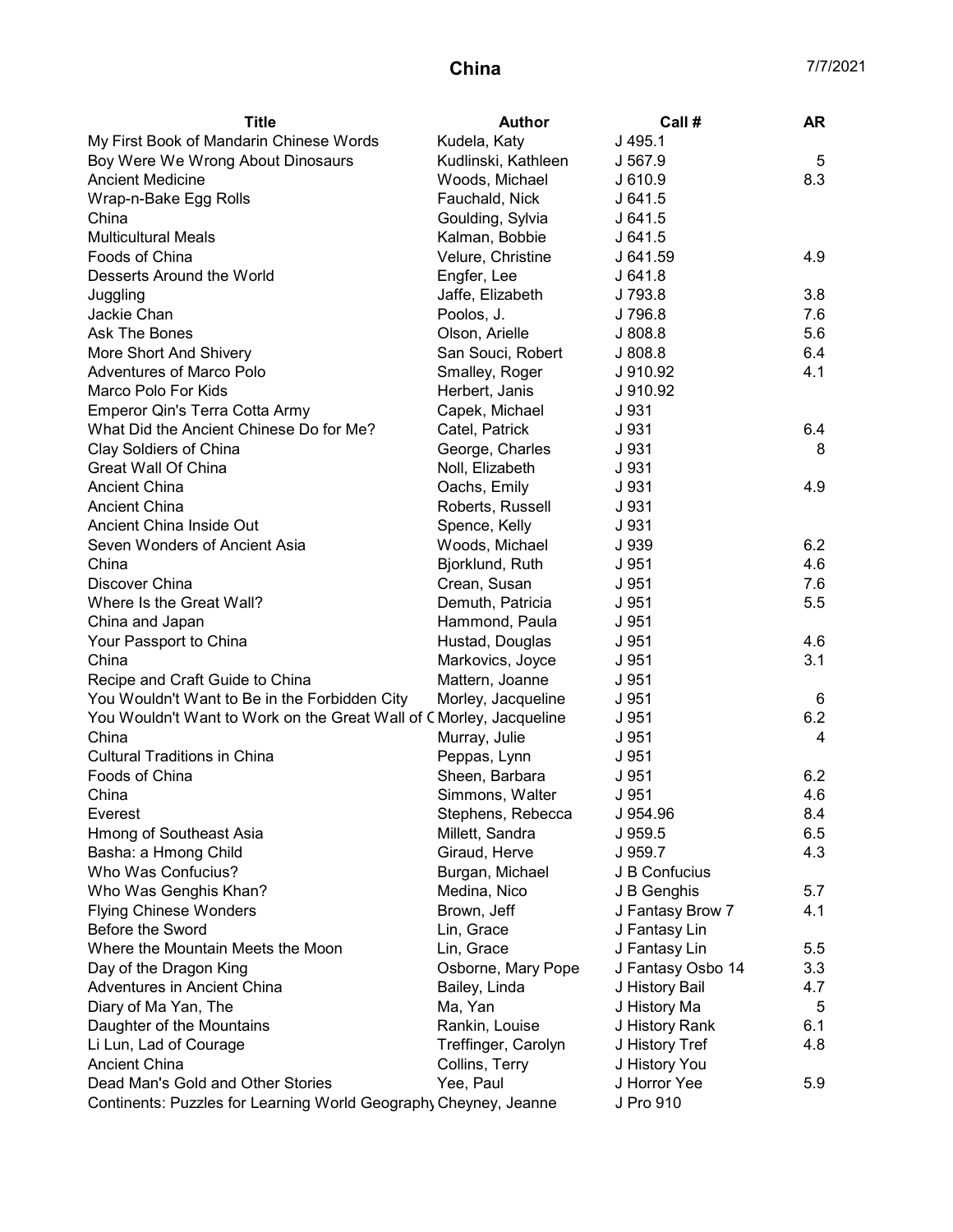# China

7/7/2021

| Title | Author | Call # | AR |
|---|---|---|---|
| My First Book of Mandarin Chinese Words | Kudela, Katy | J 495.1 | |
| Boy Were We Wrong About Dinosaurs | Kudlinski, Kathleen | J 567.9 | 5 |
| Ancient Medicine | Woods, Michael | J 610.9 | 8.3 |
| Wrap-n-Bake Egg Rolls | Fauchald, Nick | J 641.5 | |
| China | Goulding, Sylvia | J 641.5 | |
| Multicultural Meals | Kalman, Bobbie | J 641.5 | |
| Foods of China | Velure, Christine | J 641.59 | 4.9 |
| Desserts Around the World | Engfer, Lee | J 641.8 | |
| Juggling | Jaffe, Elizabeth | J 793.8 | 3.8 |
| Jackie Chan | Poolos, J. | J 796.8 | 7.6 |
| Ask The Bones | Olson, Arielle | J 808.8 | 5.6 |
| More Short And Shivery | San Souci, Robert | J 808.8 | 6.4 |
| Adventures of Marco Polo | Smalley, Roger | J 910.92 | 4.1 |
| Marco Polo For Kids | Herbert, Janis | J 910.92 | |
| Emperor Qin's Terra Cotta Army | Capek, Michael | J 931 | |
| What Did the Ancient Chinese Do for Me? | Catel, Patrick | J 931 | 6.4 |
| Clay Soldiers of China | George, Charles | J 931 | 8 |
| Great Wall Of China | Noll, Elizabeth | J 931 | |
| Ancient China | Oachs, Emily | J 931 | 4.9 |
| Ancient China | Roberts, Russell | J 931 | |
| Ancient China Inside Out | Spence, Kelly | J 931 | |
| Seven Wonders of Ancient Asia | Woods, Michael | J 939 | 6.2 |
| China | Bjorklund, Ruth | J 951 | 4.6 |
| Discover China | Crean, Susan | J 951 | 7.6 |
| Where Is the Great Wall? | Demuth, Patricia | J 951 | 5.5 |
| China and Japan | Hammond, Paula | J 951 | |
| Your Passport to China | Hustad, Douglas | J 951 | 4.6 |
| China | Markovics, Joyce | J 951 | 3.1 |
| Recipe and Craft Guide to China | Mattern, Joanne | J 951 | |
| You Wouldn't Want to Be in the Forbidden City | Morley, Jacqueline | J 951 | 6 |
| You Wouldn't Want to Work on the Great Wall of C | Morley, Jacqueline | J 951 | 6.2 |
| China | Murray, Julie | J 951 | 4 |
| Cultural Traditions in China | Peppas, Lynn | J 951 | |
| Foods of China | Sheen, Barbara | J 951 | 6.2 |
| China | Simmons, Walter | J 951 | 4.6 |
| Everest | Stephens, Rebecca | J 954.96 | 8.4 |
| Hmong of Southeast Asia | Millett, Sandra | J 959.5 | 6.5 |
| Basha: a Hmong Child | Giraud, Herve | J 959.7 | 4.3 |
| Who Was Confucius? | Burgan, Michael | J B Confucius | |
| Who Was Genghis Khan? | Medina, Nico | J B Genghis | 5.7 |
| Flying Chinese Wonders | Brown, Jeff | J Fantasy Brow 7 | 4.1 |
| Before the Sword | Lin, Grace | J Fantasy Lin | |
| Where the Mountain Meets the Moon | Lin, Grace | J Fantasy Lin | 5.5 |
| Day of the Dragon King | Osborne, Mary Pope | J Fantasy Osbo 14 | 3.3 |
| Adventures in Ancient China | Bailey, Linda | J History Bail | 4.7 |
| Diary of Ma Yan, The | Ma, Yan | J History Ma | 5 |
| Daughter of the Mountains | Rankin, Louise | J History Rank | 6.1 |
| Li Lun, Lad of Courage | Treffinger, Carolyn | J History Tref | 4.8 |
| Ancient China | Collins, Terry | J History You | |
| Dead Man's Gold and Other Stories | Yee, Paul | J Horror Yee | 5.9 |
| Continents: Puzzles for Learning World Geography | Cheyney, Jeanne | J Pro 910 | |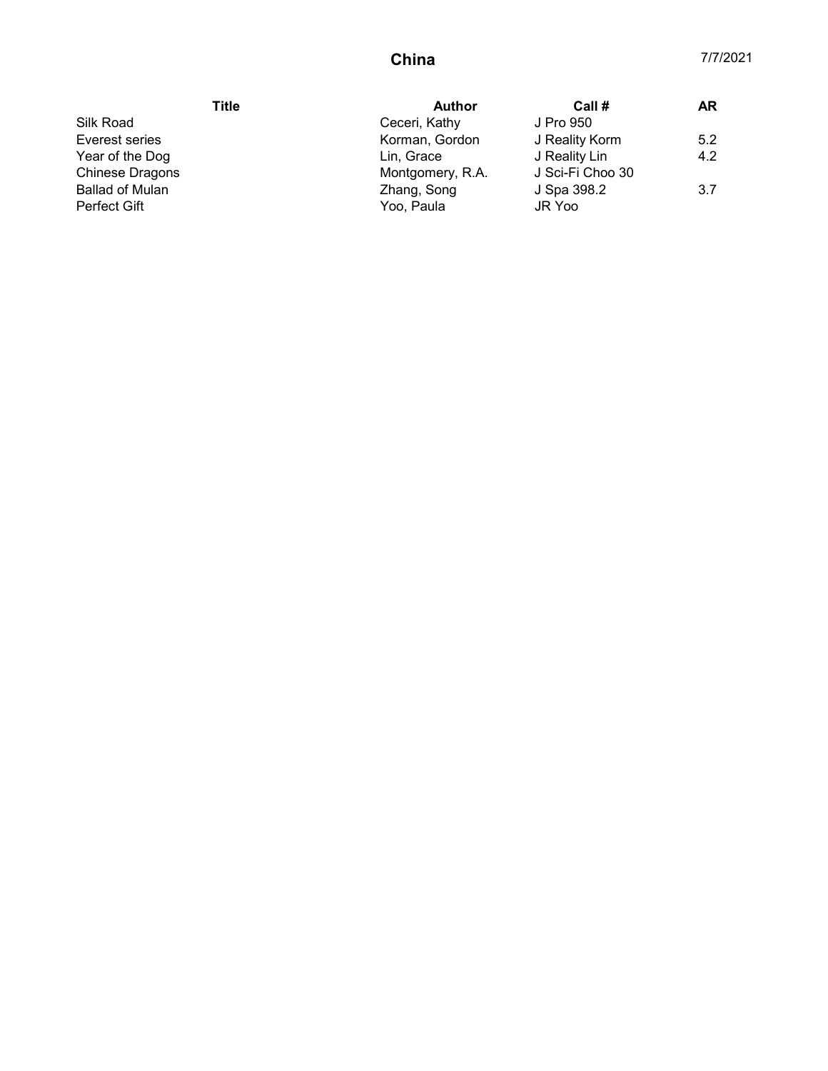# China

7/7/2021

| Title | Author | Call # | AR |
| --- | --- | --- | --- |
| Silk Road | Ceceri, Kathy | J Pro 950 | |
| Everest series | Korman, Gordon | J Reality Korm | 5.2 |
| Year of the Dog | Lin, Grace | J Reality Lin | 4.2 |
| Chinese Dragons | Montgomery, R.A. | J Sci-Fi Choo 30 | |
| Ballad of Mulan | Zhang, Song | J Spa 398.2 | 3.7 |
| Perfect Gift | Yoo, Paula | JR Yoo | |